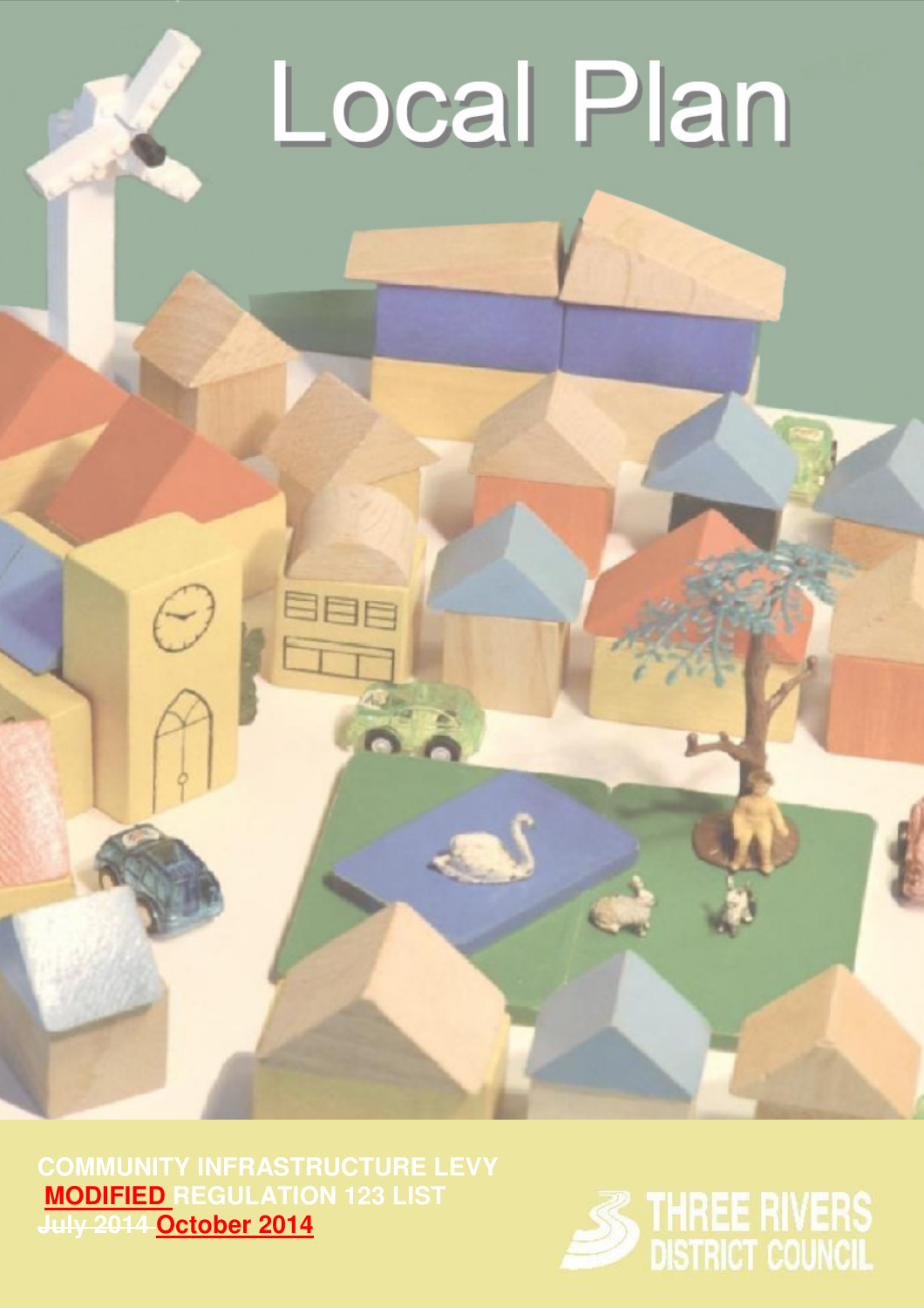# Local Plan

COMMUNITY INFRASTRUCTURE LEVY

**MODIFIED** REGULATION 123 LIST

~~July 2014~~ **October 2014**

THREE RIVERS DISTRICT COUNCIL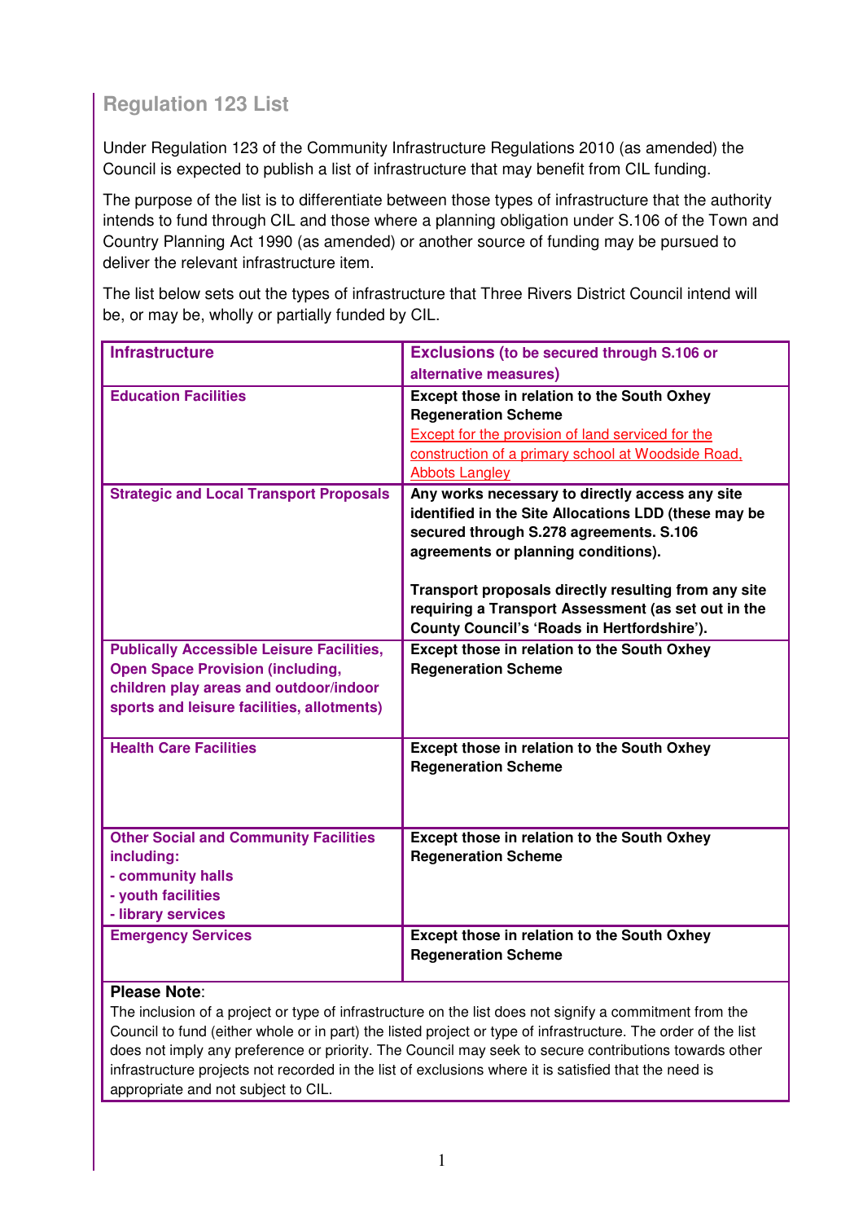## Regulation 123 List

Under Regulation 123 of the Community Infrastructure Regulations 2010 (as amended) the Council is expected to publish a list of infrastructure that may benefit from CIL funding.

The purpose of the list is to differentiate between those types of infrastructure that the authority intends to fund through CIL and those where a planning obligation under S.106 of the Town and Country Planning Act 1990 (as amended) or another source of funding may be pursued to deliver the relevant infrastructure item.

The list below sets out the types of infrastructure that Three Rivers District Council intend will be, or may be, wholly or partially funded by CIL.

| Infrastructure | Exclusions (to be secured through S.106 or alternative measures) |
|---|---|
| **Education Facilities** | **Except those in relation to the South Oxhey Regeneration Scheme**<br>Except for the provision of land serviced for the construction of a primary school at Woodside Road, Abbots Langley |
| **Strategic and Local Transport Proposals** | **Any works necessary to directly access any site identified in the Site Allocations LDD (these may be secured through S.278 agreements. S.106 agreements or planning conditions).**<br><br>**Transport proposals directly resulting from any site requiring a Transport Assessment (as set out in the County Council's 'Roads in Hertfordshire').** |
| **Publically Accessible Leisure Facilities, Open Space Provision (including, children play areas and outdoor/indoor sports and leisure facilities, allotments)** | **Except those in relation to the South Oxhey Regeneration Scheme** |
| **Health Care Facilities** | **Except those in relation to the South Oxhey Regeneration Scheme** |
| **Other Social and Community Facilities including:**<br>**- community halls**<br>**- youth facilities**<br>**- library services** | **Except those in relation to the South Oxhey Regeneration Scheme** |
| **Emergency Services** | **Except those in relation to the South Oxhey Regeneration Scheme** |

**Please Note**:
The inclusion of a project or type of infrastructure on the list does not signify a commitment from the Council to fund (either whole or in part) the listed project or type of infrastructure. The order of the list does not imply any preference or priority. The Council may seek to secure contributions towards other infrastructure projects not recorded in the list of exclusions where it is satisfied that the need is appropriate and not subject to CIL.